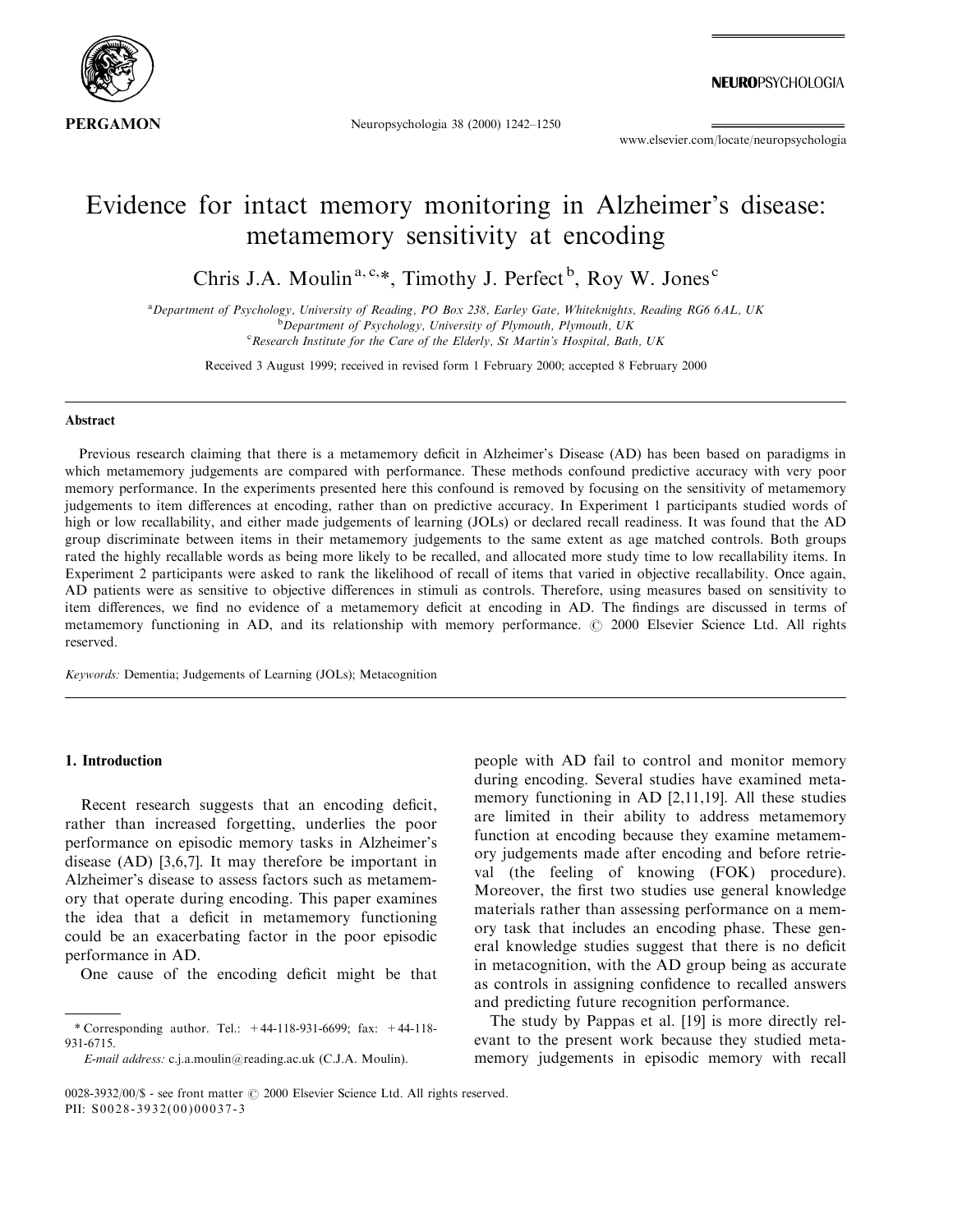# Evidence for intact memory monitoring in Alzheimer's disease: metamemory sensitivity at encoding

Chris J.A. Moulin[a, c,*], Timothy J. Perfect[b], Roy W. Jones[c]

[a]Department of Psychology, University of Reading, PO Box 238, Earley Gate, Whiteknights, Reading RG6 6AL, UK
[b]Department of Psychology, University of Plymouth, Plymouth, UK
[c]Research Institute for the Care of the Elderly, St Martin's Hospital, Bath, UK

Received 3 August 1999; received in revised form 1 February 2000; accepted 8 February 2000

### Abstract

Previous research claiming that there is a metamemory deficit in Alzheimer's Disease (AD) has been based on paradigms in which metamemory judgements are compared with performance. These methods confound predictive accuracy with very poor memory performance. In the experiments presented here this confound is removed by focusing on the sensitivity of metamemory judgements to item differences at encoding, rather than on predictive accuracy. In Experiment 1 participants studied words of high or low recallability, and either made judgements of learning (JOLs) or declared recall readiness. It was found that the AD group discriminate between items in their metamemory judgements to the same extent as age matched controls. Both groups rated the highly recallable words as being more likely to be recalled, and allocated more study time to low recallability items. In Experiment 2 participants were asked to rank the likelihood of recall of items that varied in objective recallability. Once again, AD patients were as sensitive to objective differences in stimuli as controls. Therefore, using measures based on sensitivity to item differences, we find no evidence of a metamemory deficit at encoding in AD. The findings are discussed in terms of metamemory functioning in AD, and its relationship with memory performance. © 2000 Elsevier Science Ltd. All rights reserved.

*Keywords:* Dementia; Judgements of Learning (JOLs); Metacognition

## 1. Introduction

Recent research suggests that an encoding deficit, rather than increased forgetting, underlies the poor performance on episodic memory tasks in Alzheimer's disease (AD) [3,6,7]. It may therefore be important in Alzheimer's disease to assess factors such as metamemory that operate during encoding. This paper examines the idea that a deficit in metamemory functioning could be an exacerbating factor in the poor episodic performance in AD.

One cause of the encoding deficit might be that people with AD fail to control and monitor memory during encoding. Several studies have examined metamemory functioning in AD [2,11,19]. All these studies are limited in their ability to address metamemory function at encoding because they examine metamemory judgements made after encoding and before retrieval (the feeling of knowing (FOK) procedure). Moreover, the first two studies use general knowledge materials rather than assessing performance on a memory task that includes an encoding phase. These general knowledge studies suggest that there is no deficit in metacognition, with the AD group being as accurate as controls in assigning confidence to recalled answers and predicting future recognition performance.

The study by Pappas et al. [19] is more directly relevant to the present work because they studied metamemory judgements in episodic memory with recall

* Corresponding author. Tel.: +44-118-931-6699; fax: +44-118-931-6715.
*E-mail address:* c.j.a.moulin@reading.ac.uk (C.J.A. Moulin).

0028-3932/00/$ - see front matter © 2000 Elsevier Science Ltd. All rights reserved.
PII: S0028-3932(00)00037-3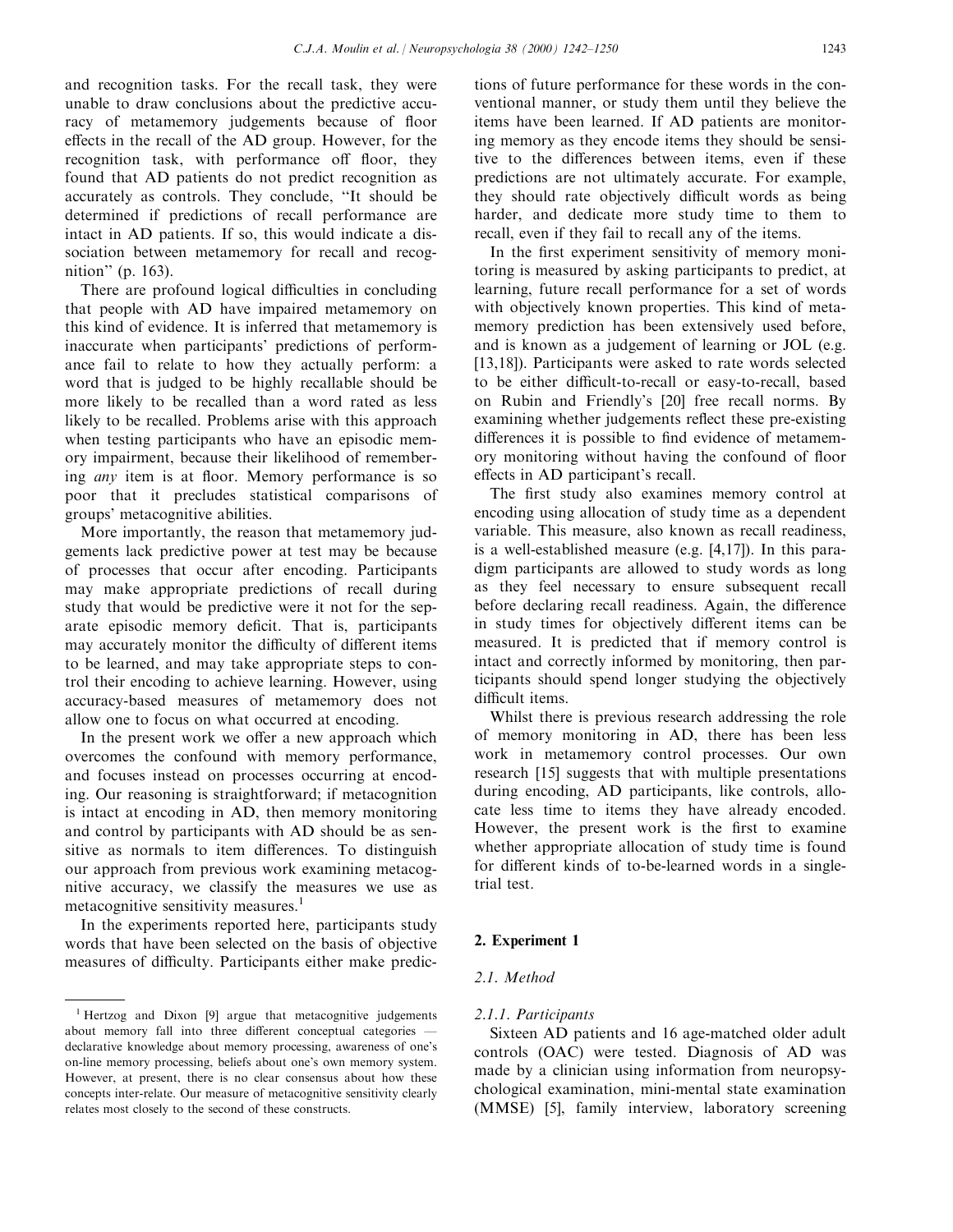and recognition tasks. For the recall task, they were unable to draw conclusions about the predictive accuracy of metamemory judgements because of floor effects in the recall of the AD group. However, for the recognition task, with performance off floor, they found that AD patients do not predict recognition as accurately as controls. They conclude, "It should be determined if predictions of recall performance are intact in AD patients. If so, this would indicate a dissociation between metamemory for recall and recognition" (p. 163).

There are profound logical difficulties in concluding that people with AD have impaired metamemory on this kind of evidence. It is inferred that metamemory is inaccurate when participants' predictions of performance fail to relate to how they actually perform: a word that is judged to be highly recallable should be more likely to be recalled than a word rated as less likely to be recalled. Problems arise with this approach when testing participants who have an episodic memory impairment, because their likelihood of remembering *any* item is at floor. Memory performance is so poor that it precludes statistical comparisons of groups' metacognitive abilities.

More importantly, the reason that metamemory judgements lack predictive power at test may be because of processes that occur after encoding. Participants may make appropriate predictions of recall during study that would be predictive were it not for the separate episodic memory deficit. That is, participants may accurately monitor the difficulty of different items to be learned, and may take appropriate steps to control their encoding to achieve learning. However, using accuracy-based measures of metamemory does not allow one to focus on what occurred at encoding.

In the present work we offer a new approach which overcomes the confound with memory performance, and focuses instead on processes occurring at encoding. Our reasoning is straightforward; if metacognition is intact at encoding in AD, then memory monitoring and control by participants with AD should be as sensitive as normals to item differences. To distinguish our approach from previous work examining metacognitive accuracy, we classify the measures we use as metacognitive sensitivity measures.[1]

In the experiments reported here, participants study words that have been selected on the basis of objective measures of difficulty. Participants either make predictions of future performance for these words in the conventional manner, or study them until they believe the items have been learned. If AD patients are monitoring memory as they encode items they should be sensitive to the differences between items, even if these predictions are not ultimately accurate. For example, they should rate objectively difficult words as being harder, and dedicate more study time to them to recall, even if they fail to recall any of the items.

In the first experiment sensitivity of memory monitoring is measured by asking participants to predict, at learning, future recall performance for a set of words with objectively known properties. This kind of metamemory prediction has been extensively used before, and is known as a judgement of learning or JOL (e.g. [13,18]). Participants were asked to rate words selected to be either difficult-to-recall or easy-to-recall, based on Rubin and Friendly's [20] free recall norms. By examining whether judgements reflect these pre-existing differences it is possible to find evidence of metamemory monitoring without having the confound of floor effects in AD participant's recall.

The first study also examines memory control at encoding using allocation of study time as a dependent variable. This measure, also known as recall readiness, is a well-established measure (e.g. [4,17]). In this paradigm participants are allowed to study words as long as they feel necessary to ensure subsequent recall before declaring recall readiness. Again, the difference in study times for objectively different items can be measured. It is predicted that if memory control is intact and correctly informed by monitoring, then participants should spend longer studying the objectively difficult items.

Whilst there is previous research addressing the role of memory monitoring in AD, there has been less work in metamemory control processes. Our own research [15] suggests that with multiple presentations during encoding, AD participants, like controls, allocate less time to items they have already encoded. However, the present work is the first to examine whether appropriate allocation of study time is found for different kinds of to-be-learned words in a single-trial test.

## 2. Experiment 1

### 2.1. Method

#### 2.1.1. Participants

Sixteen AD patients and 16 age-matched older adult controls (OAC) were tested. Diagnosis of AD was made by a clinician using information from neuropsychological examination, mini-mental state examination (MMSE) [5], family interview, laboratory screening

[1] Hertzog and Dixon [9] argue that metacognitive judgements about memory fall into three different conceptual categories — declarative knowledge about memory processing, awareness of one's on-line memory processing, beliefs about one's own memory system. However, at present, there is no clear consensus about how these concepts inter-relate. Our measure of metacognitive sensitivity clearly relates most closely to the second of these constructs.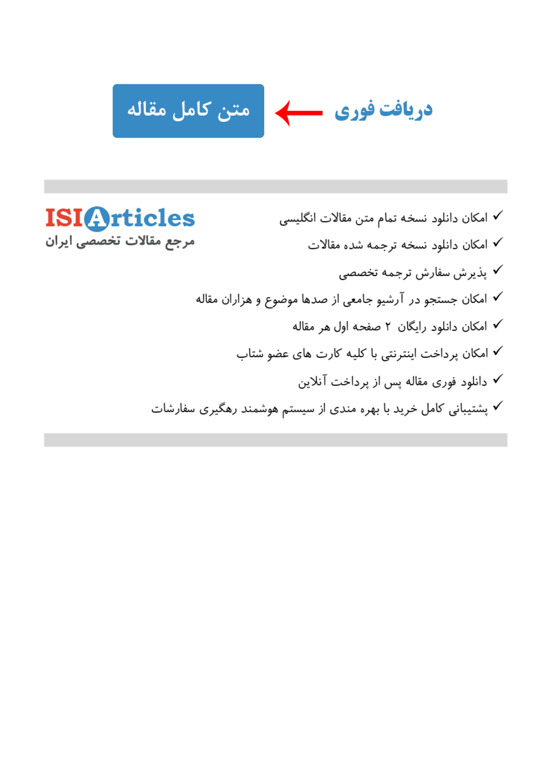دریافت فوری ← **متن کامل مقاله**

**ISIArticles**
مرجع مقالات تخصصی ایران

- ✓ امکان دانلود نسخه تمام متن مقالات انگلیسی
- ✓ امکان دانلود نسخه ترجمه شده مقالات
- ✓ پذیرش سفارش ترجمه تخصصی
- ✓ امکان جستجو در آرشیو جامعی از صدها موضوع و هزاران مقاله
- ✓ امکان دانلود رایگان ۲ صفحه اول هر مقاله
- ✓ امکان پرداخت اینترنتی با کلیه کارت های عضو شتاب
- ✓ دانلود فوری مقاله پس از پرداخت آنلاین
- ✓ پشتیبانی کامل خرید با بهره مندی از سیستم هوشمند رهگیری سفارشات